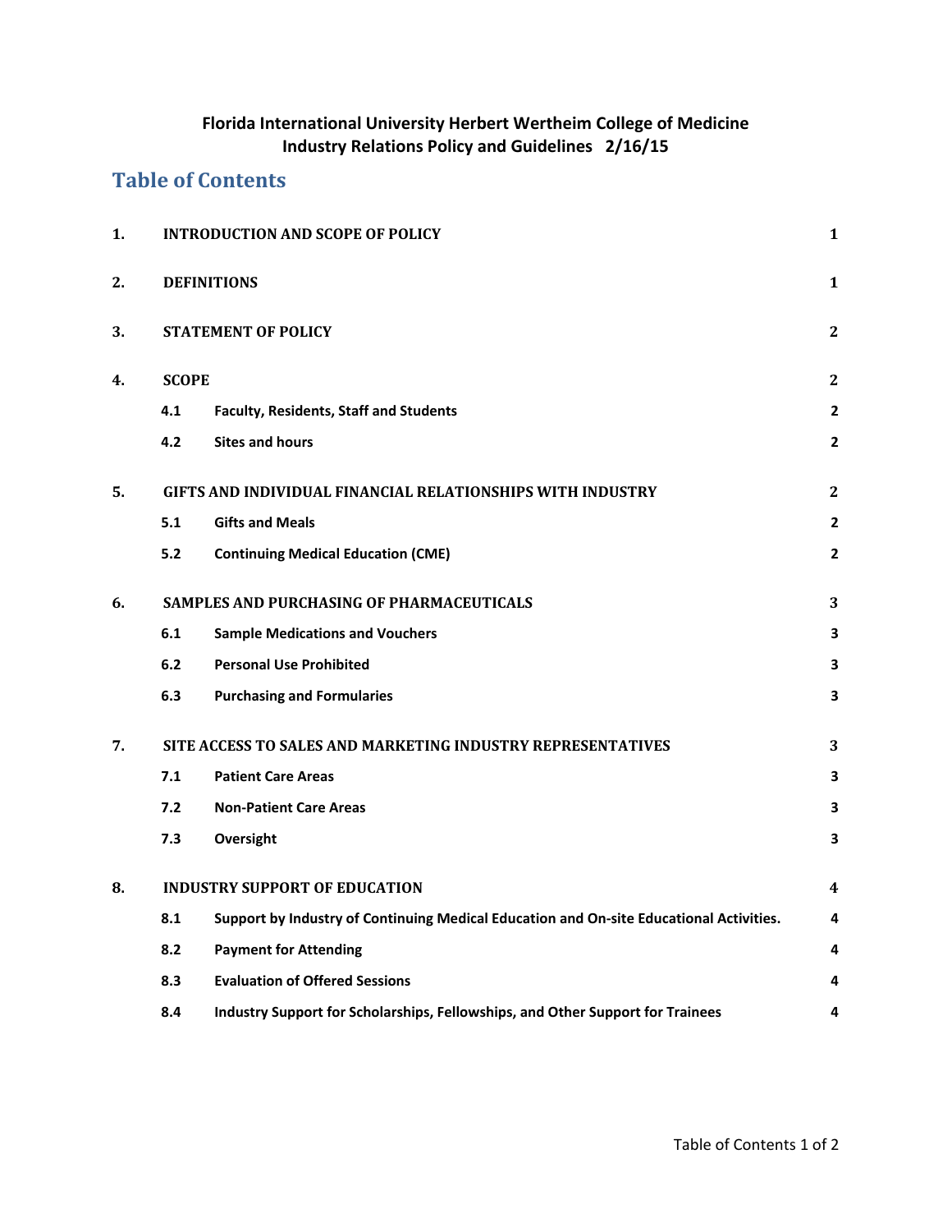**Florida International University Herbert Wertheim College of Medicine**
**Industry Relations Policy and Guidelines 2/16/15**

## Table of Contents

| | | |
|---|---|---|
| **1.** | **INTRODUCTION AND SCOPE OF POLICY** | **1** |
| **2.** | **DEFINITIONS** | **1** |
| **3.** | **STATEMENT OF POLICY** | **2** |
| **4.** | **SCOPE** | **2** |
| **4.1** | **Faculty, Residents, Staff and Students** | **2** |
| **4.2** | **Sites and hours** | **2** |
| **5.** | **GIFTS AND INDIVIDUAL FINANCIAL RELATIONSHIPS WITH INDUSTRY** | **2** |
| **5.1** | **Gifts and Meals** | **2** |
| **5.2** | **Continuing Medical Education (CME)** | **2** |
| **6.** | **SAMPLES AND PURCHASING OF PHARMACEUTICALS** | **3** |
| **6.1** | **Sample Medications and Vouchers** | **3** |
| **6.2** | **Personal Use Prohibited** | **3** |
| **6.3** | **Purchasing and Formularies** | **3** |
| **7.** | **SITE ACCESS TO SALES AND MARKETING INDUSTRY REPRESENTATIVES** | **3** |
| **7.1** | **Patient Care Areas** | **3** |
| **7.2** | **Non-Patient Care Areas** | **3** |
| **7.3** | **Oversight** | **3** |
| **8.** | **INDUSTRY SUPPORT OF EDUCATION** | **4** |
| **8.1** | **Support by Industry of Continuing Medical Education and On-site Educational Activities.** | **4** |
| **8.2** | **Payment for Attending** | **4** |
| **8.3** | **Evaluation of Offered Sessions** | **4** |
| **8.4** | **Industry Support for Scholarships, Fellowships, and Other Support for Trainees** | **4** |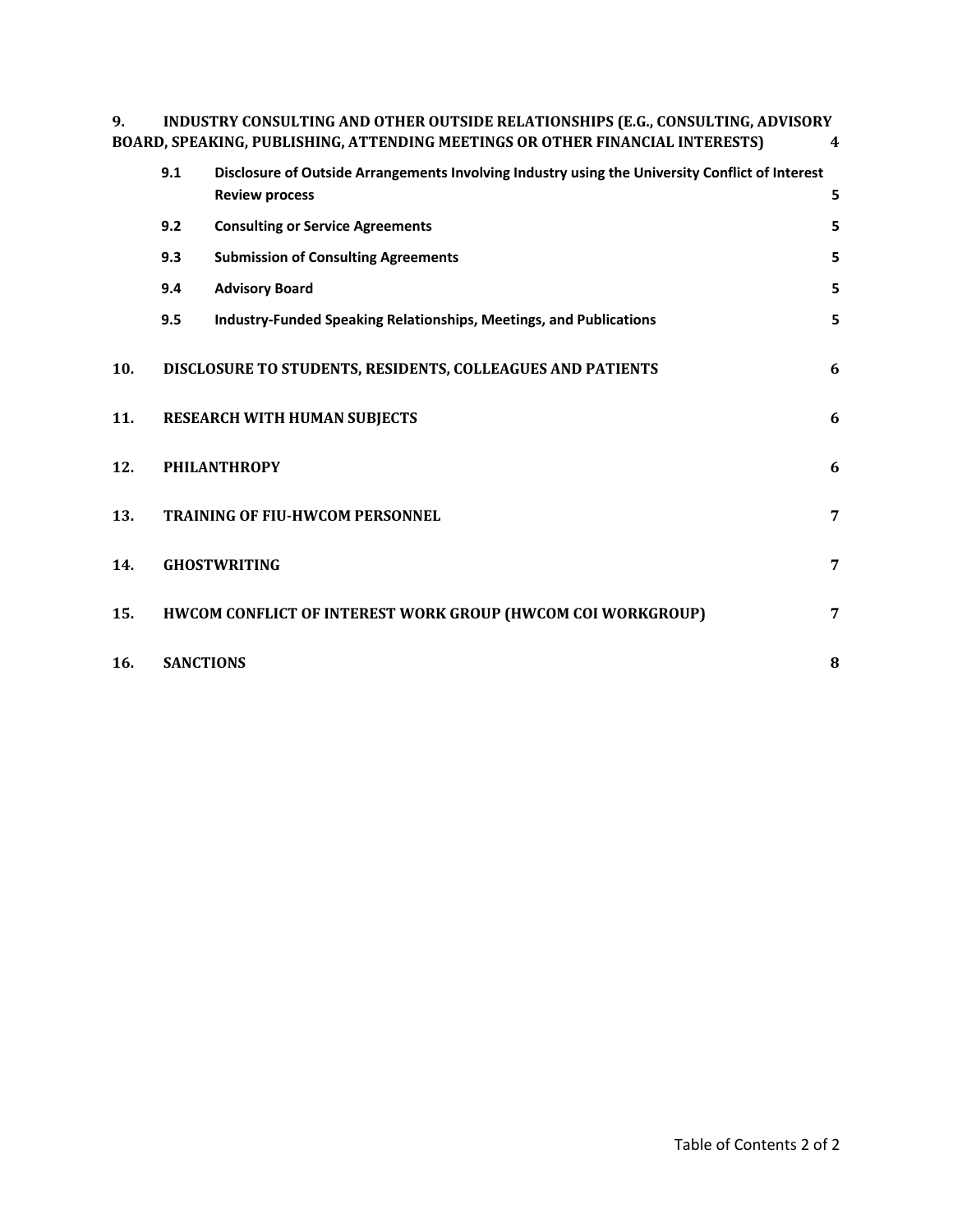9. INDUSTRY CONSULTING AND OTHER OUTSIDE RELATIONSHIPS (E.G., CONSULTING, ADVISORY BOARD, SPEAKING, PUBLISHING, ATTENDING MEETINGS OR OTHER FINANCIAL INTERESTS) 4

- 9.1 Disclosure of Outside Arrangements Involving Industry using the University Conflict of Interest Review process 5
- 9.2 Consulting or Service Agreements 5
- 9.3 Submission of Consulting Agreements 5
- 9.4 Advisory Board 5
- 9.5 Industry-Funded Speaking Relationships, Meetings, and Publications 5

10. DISCLOSURE TO STUDENTS, RESIDENTS, COLLEAGUES AND PATIENTS 6

11. RESEARCH WITH HUMAN SUBJECTS 6

12. PHILANTHROPY 6

13. TRAINING OF FIU-HWCOM PERSONNEL 7

14. GHOSTWRITING 7

15. HWCOM CONFLICT OF INTEREST WORK GROUP (HWCOM COI WORKGROUP) 7

16. SANCTIONS 8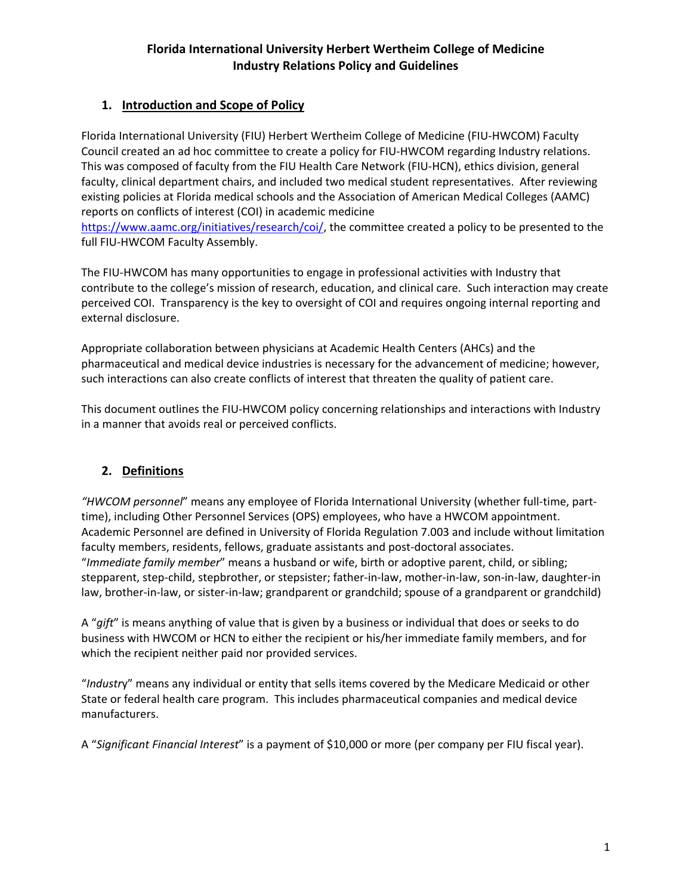# Florida International University Herbert Wertheim College of Medicine
# Industry Relations Policy and Guidelines

## 1. Introduction and Scope of Policy

Florida International University (FIU) Herbert Wertheim College of Medicine (FIU-HWCOM) Faculty Council created an ad hoc committee to create a policy for FIU-HWCOM regarding Industry relations. This was composed of faculty from the FIU Health Care Network (FIU-HCN), ethics division, general faculty, clinical department chairs, and included two medical student representatives. After reviewing existing policies at Florida medical schools and the Association of American Medical Colleges (AAMC) reports on conflicts of interest (COI) in academic medicine https://www.aamc.org/initiatives/research/coi/, the committee created a policy to be presented to the full FIU-HWCOM Faculty Assembly.

The FIU-HWCOM has many opportunities to engage in professional activities with Industry that contribute to the college's mission of research, education, and clinical care. Such interaction may create perceived COI. Transparency is the key to oversight of COI and requires ongoing internal reporting and external disclosure.

Appropriate collaboration between physicians at Academic Health Centers (AHCs) and the pharmaceutical and medical device industries is necessary for the advancement of medicine; however, such interactions can also create conflicts of interest that threaten the quality of patient care.

This document outlines the FIU-HWCOM policy concerning relationships and interactions with Industry in a manner that avoids real or perceived conflicts.

## 2. Definitions

*"HWCOM personnel*" means any employee of Florida International University (whether full-time, part-time), including Other Personnel Services (OPS) employees, who have a HWCOM appointment. Academic Personnel are defined in University of Florida Regulation 7.003 and include without limitation faculty members, residents, fellows, graduate assistants and post-doctoral associates.
"*Immediate family member*" means a husband or wife, birth or adoptive parent, child, or sibling; stepparent, step-child, stepbrother, or stepsister; father-in-law, mother-in-law, son-in-law, daughter-in law, brother-in-law, or sister-in-law; grandparent or grandchild; spouse of a grandparent or grandchild)

A "*gift*" is means anything of value that is given by a business or individual that does or seeks to do business with HWCOM or HCN to either the recipient or his/her immediate family members, and for which the recipient neither paid nor provided services.

"*Industry*" means any individual or entity that sells items covered by the Medicare Medicaid or other State or federal health care program. This includes pharmaceutical companies and medical device manufacturers.

A "*Significant Financial Interest*" is a payment of $10,000 or more (per company per FIU fiscal year).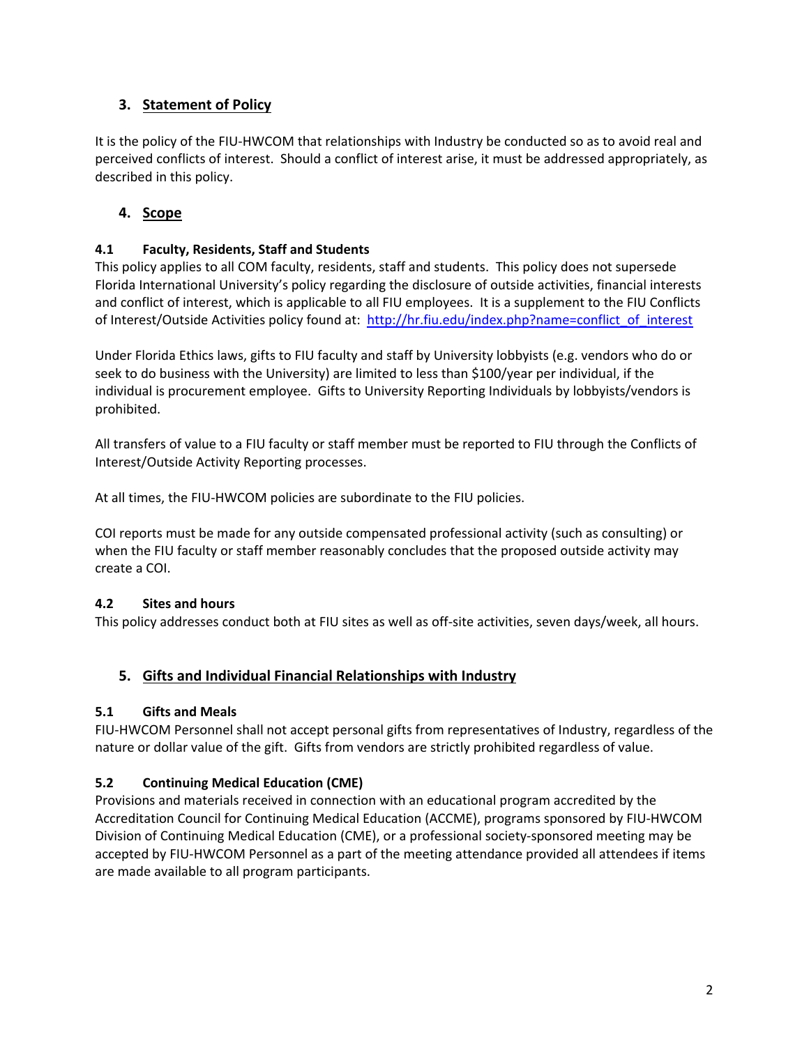## 3. Statement of Policy

It is the policy of the FIU-HWCOM that relationships with Industry be conducted so as to avoid real and perceived conflicts of interest. Should a conflict of interest arise, it must be addressed appropriately, as described in this policy.

## 4. Scope

### 4.1 Faculty, Residents, Staff and Students

This policy applies to all COM faculty, residents, staff and students. This policy does not supersede Florida International University's policy regarding the disclosure of outside activities, financial interests and conflict of interest, which is applicable to all FIU employees. It is a supplement to the FIU Conflicts of Interest/Outside Activities policy found at: [http://hr.fiu.edu/index.php?name=conflict_of_interest](http://hr.fiu.edu/index.php?name=conflict_of_interest)

Under Florida Ethics laws, gifts to FIU faculty and staff by University lobbyists (e.g. vendors who do or seek to do business with the University) are limited to less than $100/year per individual, if the individual is procurement employee. Gifts to University Reporting Individuals by lobbyists/vendors is prohibited.

All transfers of value to a FIU faculty or staff member must be reported to FIU through the Conflicts of Interest/Outside Activity Reporting processes.

At all times, the FIU-HWCOM policies are subordinate to the FIU policies.

COI reports must be made for any outside compensated professional activity (such as consulting) or when the FIU faculty or staff member reasonably concludes that the proposed outside activity may create a COI.

### 4.2 Sites and hours

This policy addresses conduct both at FIU sites as well as off-site activities, seven days/week, all hours.

## 5. Gifts and Individual Financial Relationships with Industry

### 5.1 Gifts and Meals

FIU-HWCOM Personnel shall not accept personal gifts from representatives of Industry, regardless of the nature or dollar value of the gift. Gifts from vendors are strictly prohibited regardless of value.

### 5.2 Continuing Medical Education (CME)

Provisions and materials received in connection with an educational program accredited by the Accreditation Council for Continuing Medical Education (ACCME), programs sponsored by FIU-HWCOM Division of Continuing Medical Education (CME), or a professional society-sponsored meeting may be accepted by FIU-HWCOM Personnel as a part of the meeting attendance provided all attendees if items are made available to all program participants.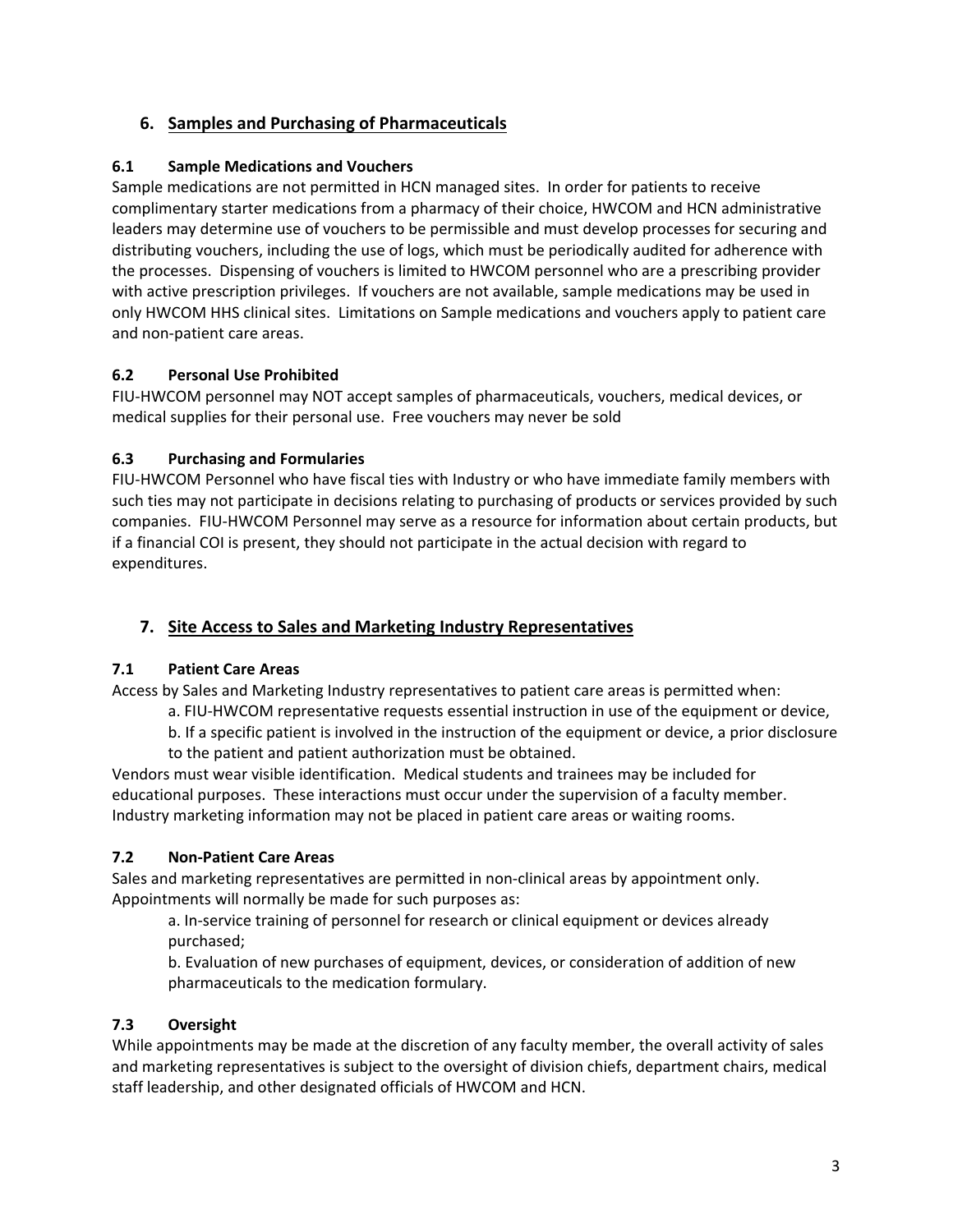## 6. Samples and Purchasing of Pharmaceuticals

### 6.1 Sample Medications and Vouchers

Sample medications are not permitted in HCN managed sites. In order for patients to receive complimentary starter medications from a pharmacy of their choice, HWCOM and HCN administrative leaders may determine use of vouchers to be permissible and must develop processes for securing and distributing vouchers, including the use of logs, which must be periodically audited for adherence with the processes. Dispensing of vouchers is limited to HWCOM personnel who are a prescribing provider with active prescription privileges. If vouchers are not available, sample medications may be used in only HWCOM HHS clinical sites. Limitations on Sample medications and vouchers apply to patient care and non-patient care areas.

### 6.2 Personal Use Prohibited

FIU-HWCOM personnel may NOT accept samples of pharmaceuticals, vouchers, medical devices, or medical supplies for their personal use. Free vouchers may never be sold

### 6.3 Purchasing and Formularies

FIU-HWCOM Personnel who have fiscal ties with Industry or who have immediate family members with such ties may not participate in decisions relating to purchasing of products or services provided by such companies. FIU-HWCOM Personnel may serve as a resource for information about certain products, but if a financial COI is present, they should not participate in the actual decision with regard to expenditures.

## 7. Site Access to Sales and Marketing Industry Representatives

### 7.1 Patient Care Areas

Access by Sales and Marketing Industry representatives to patient care areas is permitted when:

a. FIU-HWCOM representative requests essential instruction in use of the equipment or device,

b. If a specific patient is involved in the instruction of the equipment or device, a prior disclosure to the patient and patient authorization must be obtained.

Vendors must wear visible identification. Medical students and trainees may be included for educational purposes. These interactions must occur under the supervision of a faculty member. Industry marketing information may not be placed in patient care areas or waiting rooms.

### 7.2 Non-Patient Care Areas

Sales and marketing representatives are permitted in non-clinical areas by appointment only. Appointments will normally be made for such purposes as:

a. In-service training of personnel for research or clinical equipment or devices already purchased;

b. Evaluation of new purchases of equipment, devices, or consideration of addition of new pharmaceuticals to the medication formulary.

### 7.3 Oversight

While appointments may be made at the discretion of any faculty member, the overall activity of sales and marketing representatives is subject to the oversight of division chiefs, department chairs, medical staff leadership, and other designated officials of HWCOM and HCN.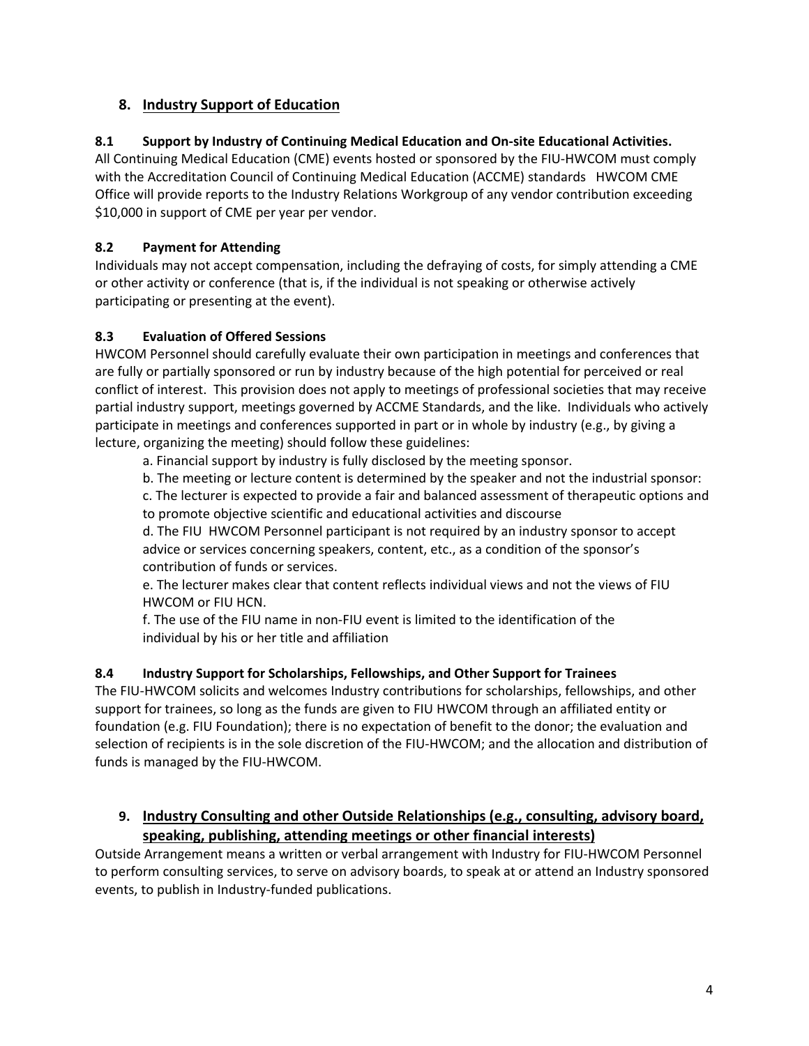## 8. Industry Support of Education

### 8.1 Support by Industry of Continuing Medical Education and On-site Educational Activities.

All Continuing Medical Education (CME) events hosted or sponsored by the FIU-HWCOM must comply with the Accreditation Council of Continuing Medical Education (ACCME) standards  HWCOM CME Office will provide reports to the Industry Relations Workgroup of any vendor contribution exceeding $10,000 in support of CME per year per vendor.

### 8.2 Payment for Attending

Individuals may not accept compensation, including the defraying of costs, for simply attending a CME or other activity or conference (that is, if the individual is not speaking or otherwise actively participating or presenting at the event).

### 8.3 Evaluation of Offered Sessions

HWCOM Personnel should carefully evaluate their own participation in meetings and conferences that are fully or partially sponsored or run by industry because of the high potential for perceived or real conflict of interest.  This provision does not apply to meetings of professional societies that may receive partial industry support, meetings governed by ACCME Standards, and the like.  Individuals who actively participate in meetings and conferences supported in part or in whole by industry (e.g., by giving a lecture, organizing the meeting) should follow these guidelines:

a. Financial support by industry is fully disclosed by the meeting sponsor.

b. The meeting or lecture content is determined by the speaker and not the industrial sponsor:

c. The lecturer is expected to provide a fair and balanced assessment of therapeutic options and to promote objective scientific and educational activities and discourse

d. The FIU  HWCOM Personnel participant is not required by an industry sponsor to accept advice or services concerning speakers, content, etc., as a condition of the sponsor's contribution of funds or services.

e. The lecturer makes clear that content reflects individual views and not the views of FIU HWCOM or FIU HCN.

f. The use of the FIU name in non-FIU event is limited to the identification of the individual by his or her title and affiliation

### 8.4 Industry Support for Scholarships, Fellowships, and Other Support for Trainees

The FIU-HWCOM solicits and welcomes Industry contributions for scholarships, fellowships, and other support for trainees, so long as the funds are given to FIU HWCOM through an affiliated entity or foundation (e.g. FIU Foundation); there is no expectation of benefit to the donor; the evaluation and selection of recipients is in the sole discretion of the FIU-HWCOM; and the allocation and distribution of funds is managed by the FIU-HWCOM.

## 9. Industry Consulting and other Outside Relationships (e.g., consulting, advisory board, speaking, publishing, attending meetings or other financial interests)

Outside Arrangement means a written or verbal arrangement with Industry for FIU-HWCOM Personnel to perform consulting services, to serve on advisory boards, to speak at or attend an Industry sponsored events, to publish in Industry-funded publications.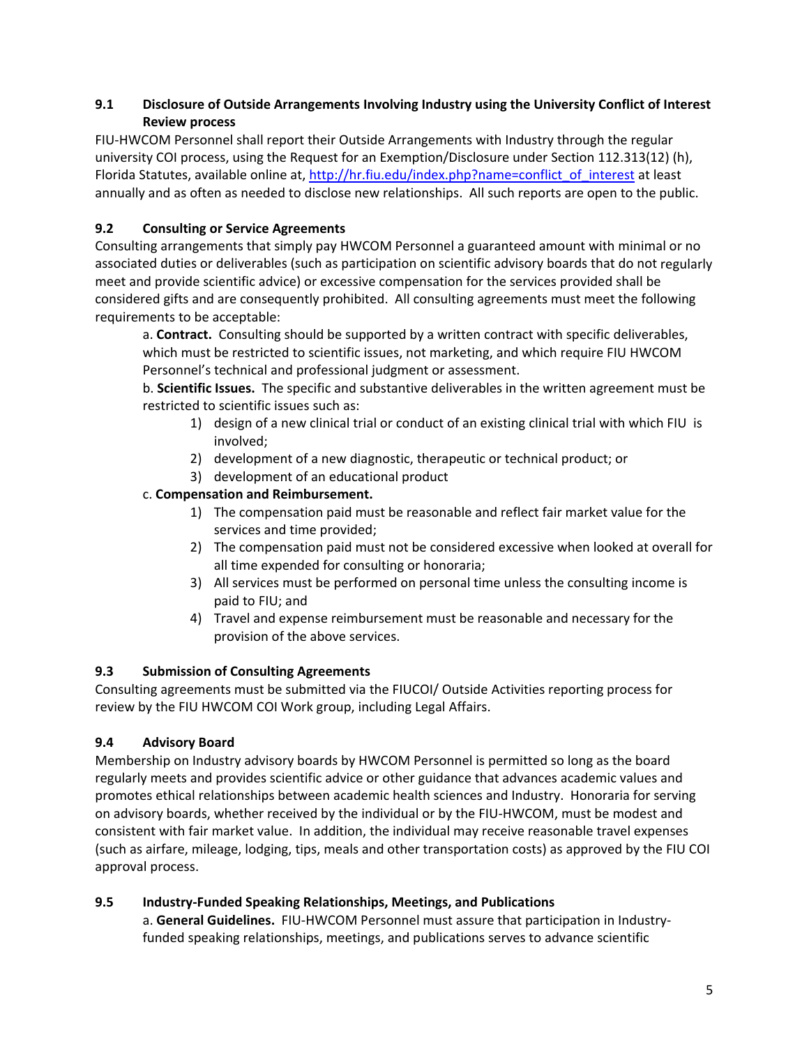### 9.1 Disclosure of Outside Arrangements Involving Industry using the University Conflict of Interest Review process

FIU-HWCOM Personnel shall report their Outside Arrangements with Industry through the regular university COI process, using the Request for an Exemption/Disclosure under Section 112.313(12) (h), Florida Statutes, available online at, http://hr.fiu.edu/index.php?name=conflict_of_interest at least annually and as often as needed to disclose new relationships. All such reports are open to the public.

### 9.2 Consulting or Service Agreements

Consulting arrangements that simply pay HWCOM Personnel a guaranteed amount with minimal or no associated duties or deliverables (such as participation on scientific advisory boards that do not regularly meet and provide scientific advice) or excessive compensation for the services provided shall be considered gifts and are consequently prohibited. All consulting agreements must meet the following requirements to be acceptable:

a. **Contract.** Consulting should be supported by a written contract with specific deliverables, which must be restricted to scientific issues, not marketing, and which require FIU HWCOM Personnel's technical and professional judgment or assessment.

b. **Scientific Issues.** The specific and substantive deliverables in the written agreement must be restricted to scientific issues such as:

1) design of a new clinical trial or conduct of an existing clinical trial with which FIU is involved;
2) development of a new diagnostic, therapeutic or technical product; or
3) development of an educational product

c. **Compensation and Reimbursement.**

1) The compensation paid must be reasonable and reflect fair market value for the services and time provided;
2) The compensation paid must not be considered excessive when looked at overall for all time expended for consulting or honoraria;
3) All services must be performed on personal time unless the consulting income is paid to FIU; and
4) Travel and expense reimbursement must be reasonable and necessary for the provision of the above services.

### 9.3 Submission of Consulting Agreements

Consulting agreements must be submitted via the FIUCOI/ Outside Activities reporting process for review by the FIU HWCOM COI Work group, including Legal Affairs.

### 9.4 Advisory Board

Membership on Industry advisory boards by HWCOM Personnel is permitted so long as the board regularly meets and provides scientific advice or other guidance that advances academic values and promotes ethical relationships between academic health sciences and Industry. Honoraria for serving on advisory boards, whether received by the individual or by the FIU-HWCOM, must be modest and consistent with fair market value. In addition, the individual may receive reasonable travel expenses (such as airfare, mileage, lodging, tips, meals and other transportation costs) as approved by the FIU COI approval process.

### 9.5 Industry-Funded Speaking Relationships, Meetings, and Publications

a. **General Guidelines.** FIU-HWCOM Personnel must assure that participation in Industry-funded speaking relationships, meetings, and publications serves to advance scientific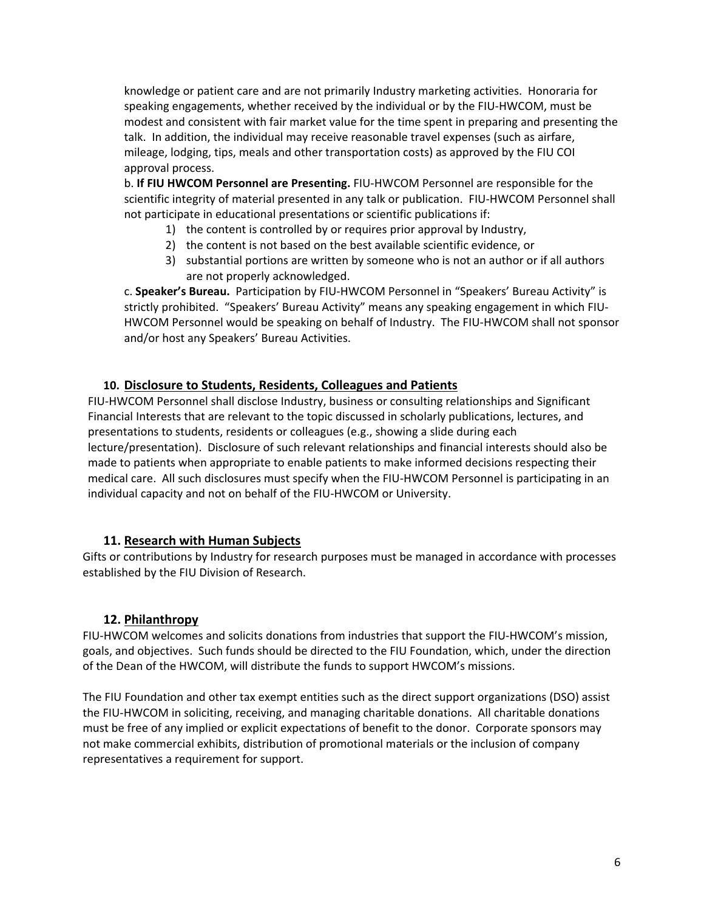knowledge or patient care and are not primarily Industry marketing activities. Honoraria for speaking engagements, whether received by the individual or by the FIU-HWCOM, must be modest and consistent with fair market value for the time spent in preparing and presenting the talk. In addition, the individual may receive reasonable travel expenses (such as airfare, mileage, lodging, tips, meals and other transportation costs) as approved by the FIU COI approval process.

b. **If FIU HWCOM Personnel are Presenting.** FIU-HWCOM Personnel are responsible for the scientific integrity of material presented in any talk or publication. FIU-HWCOM Personnel shall not participate in educational presentations or scientific publications if:

1) the content is controlled by or requires prior approval by Industry,
2) the content is not based on the best available scientific evidence, or
3) substantial portions are written by someone who is not an author or if all authors are not properly acknowledged.

c. **Speaker's Bureau.** Participation by FIU-HWCOM Personnel in "Speakers' Bureau Activity" is strictly prohibited. "Speakers' Bureau Activity" means any speaking engagement in which FIU-HWCOM Personnel would be speaking on behalf of Industry. The FIU-HWCOM shall not sponsor and/or host any Speakers' Bureau Activities.

## 10. Disclosure to Students, Residents, Colleagues and Patients

FIU-HWCOM Personnel shall disclose Industry, business or consulting relationships and Significant Financial Interests that are relevant to the topic discussed in scholarly publications, lectures, and presentations to students, residents or colleagues (e.g., showing a slide during each lecture/presentation). Disclosure of such relevant relationships and financial interests should also be made to patients when appropriate to enable patients to make informed decisions respecting their medical care. All such disclosures must specify when the FIU-HWCOM Personnel is participating in an individual capacity and not on behalf of the FIU-HWCOM or University.

## 11. Research with Human Subjects

Gifts or contributions by Industry for research purposes must be managed in accordance with processes established by the FIU Division of Research.

## 12. Philanthropy

FIU-HWCOM welcomes and solicits donations from industries that support the FIU-HWCOM's mission, goals, and objectives. Such funds should be directed to the FIU Foundation, which, under the direction of the Dean of the HWCOM, will distribute the funds to support HWCOM's missions.

The FIU Foundation and other tax exempt entities such as the direct support organizations (DSO) assist the FIU-HWCOM in soliciting, receiving, and managing charitable donations. All charitable donations must be free of any implied or explicit expectations of benefit to the donor. Corporate sponsors may not make commercial exhibits, distribution of promotional materials or the inclusion of company representatives a requirement for support.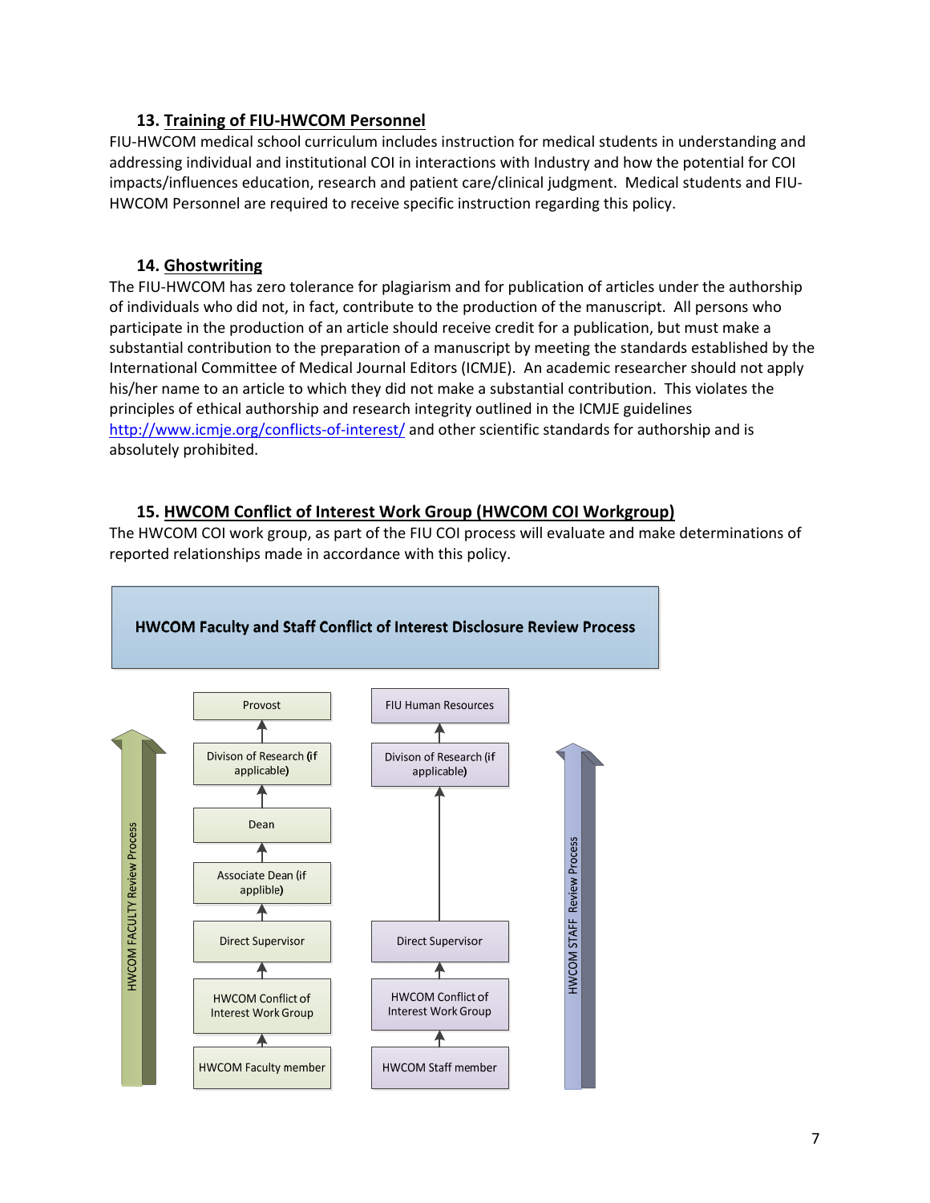### 13. Training of FIU-HWCOM Personnel

FIU-HWCOM medical school curriculum includes instruction for medical students in understanding and addressing individual and institutional COI in interactions with Industry and how the potential for COI impacts/influences education, research and patient care/clinical judgment. Medical students and FIU-HWCOM Personnel are required to receive specific instruction regarding this policy.

### 14. Ghostwriting

The FIU-HWCOM has zero tolerance for plagiarism and for publication of articles under the authorship of individuals who did not, in fact, contribute to the production of the manuscript. All persons who participate in the production of an article should receive credit for a publication, but must make a substantial contribution to the preparation of a manuscript by meeting the standards established by the International Committee of Medical Journal Editors (ICMJE). An academic researcher should not apply his/her name to an article to which they did not make a substantial contribution. This violates the principles of ethical authorship and research integrity outlined in the ICMJE guidelines http://www.icmje.org/conflicts-of-interest/ and other scientific standards for authorship and is absolutely prohibited.

### 15. HWCOM Conflict of Interest Work Group (HWCOM COI Workgroup)

The HWCOM COI work group, as part of the FIU COI process will evaluate and make determinations of reported relationships made in accordance with this policy.

**HWCOM Faculty and Staff Conflict of Interest Disclosure Review Process**

HWCOM FACULTY Review Process:

- HWCOM Faculty member
- ↑ HWCOM Conflict of Interest Work Group
- ↑ Direct Supervisor
- ↑ Associate Dean (if applible)
- ↑ Dean
- ↑ Divison of Research (if applicable)
- ↑ Provost

HWCOM STAFF Review Process:

- HWCOM Staff member
- ↑ HWCOM Conflict of Interest Work Group
- ↑ Direct Supervisor
- ↑ Divison of Research (if applicable)
- ↑ FIU Human Resources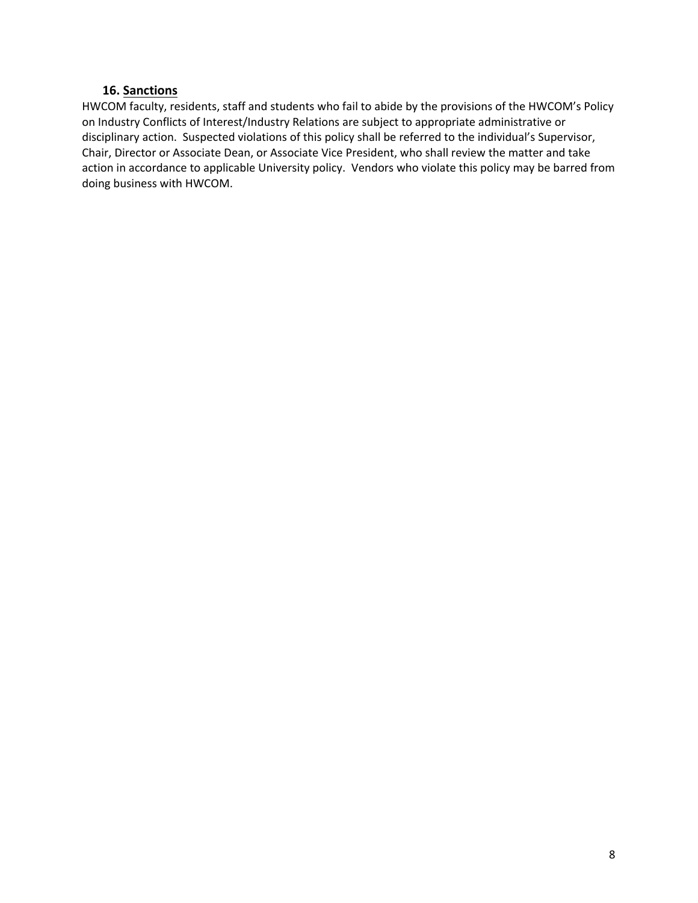### 16. Sanctions

HWCOM faculty, residents, staff and students who fail to abide by the provisions of the HWCOM's Policy on Industry Conflicts of Interest/Industry Relations are subject to appropriate administrative or disciplinary action. Suspected violations of this policy shall be referred to the individual's Supervisor, Chair, Director or Associate Dean, or Associate Vice President, who shall review the matter and take action in accordance to applicable University policy. Vendors who violate this policy may be barred from doing business with HWCOM.